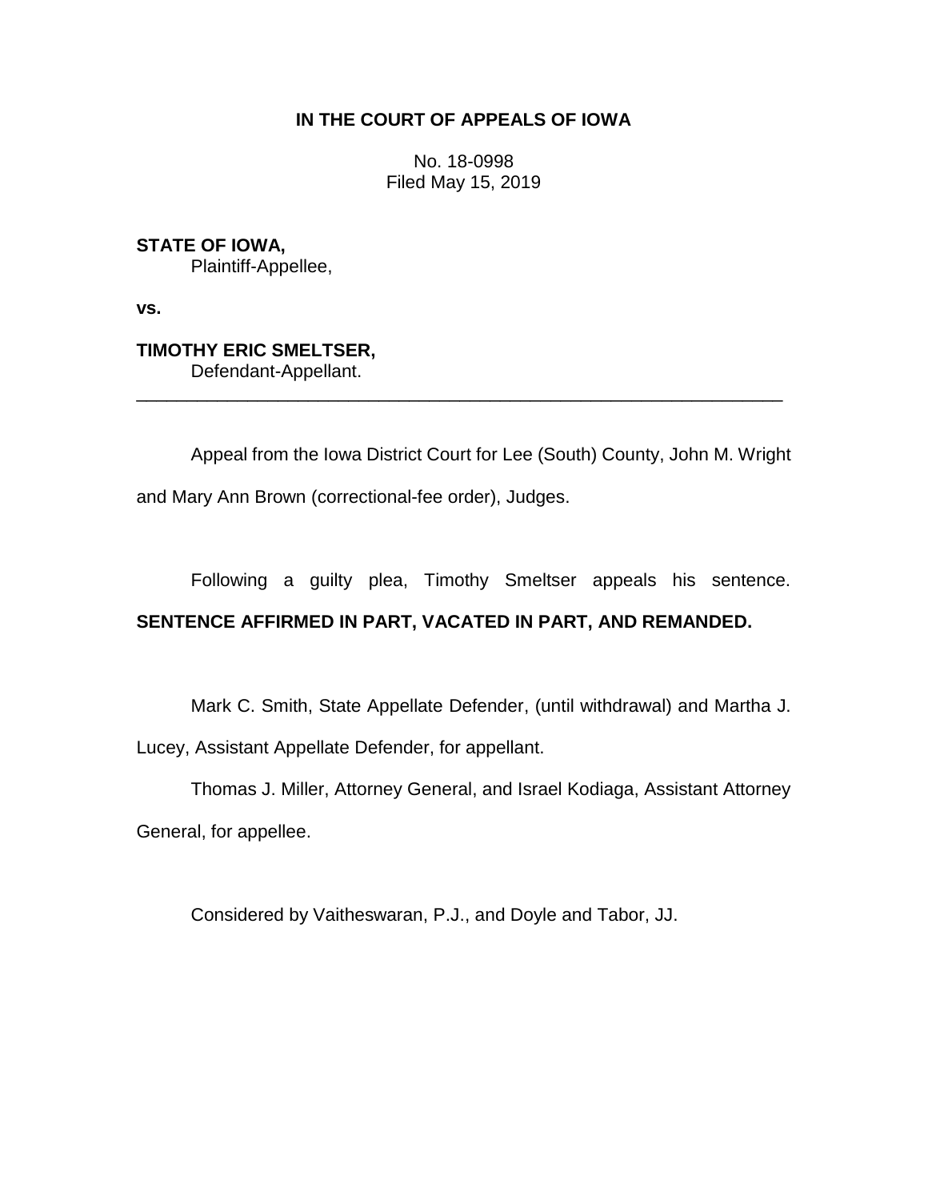**IN THE COURT OF APPEALS OF IOWA**

No. 18-0998
Filed May 15, 2019

**STATE OF IOWA,**
Plaintiff-Appellee,

**vs.**

**TIMOTHY ERIC SMELTSER,**
Defendant-Appellant.

---

Appeal from the Iowa District Court for Lee (South) County, John M. Wright and Mary Ann Brown (correctional-fee order), Judges.

Following a guilty plea, Timothy Smeltser appeals his sentence. **SENTENCE AFFIRMED IN PART, VACATED IN PART, AND REMANDED.**

Mark C. Smith, State Appellate Defender, (until withdrawal) and Martha J. Lucey, Assistant Appellate Defender, for appellant.

Thomas J. Miller, Attorney General, and Israel Kodiaga, Assistant Attorney General, for appellee.

Considered by Vaitheswaran, P.J., and Doyle and Tabor, JJ.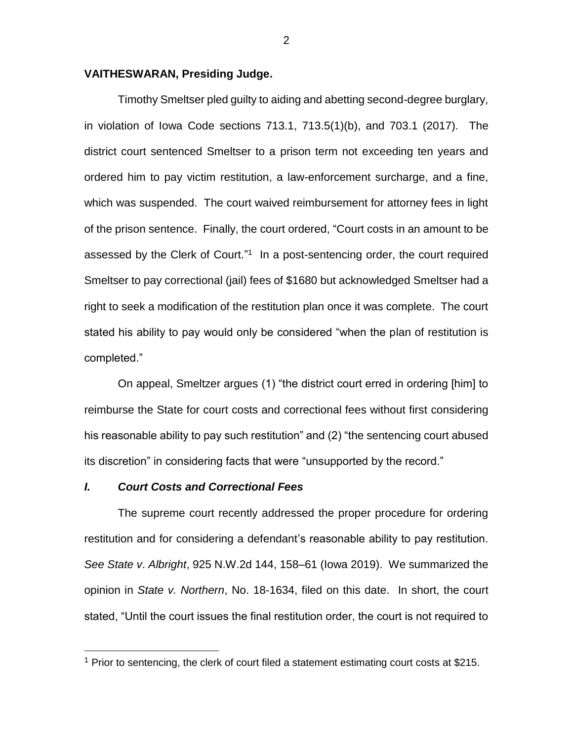**VAITHESWARAN, Presiding Judge.**

Timothy Smeltser pled guilty to aiding and abetting second-degree burglary, in violation of Iowa Code sections 713.1, 713.5(1)(b), and 703.1 (2017). The district court sentenced Smeltser to a prison term not exceeding ten years and ordered him to pay victim restitution, a law-enforcement surcharge, and a fine, which was suspended. The court waived reimbursement for attorney fees in light of the prison sentence. Finally, the court ordered, "Court costs in an amount to be assessed by the Clerk of Court."[1] In a post-sentencing order, the court required Smeltser to pay correctional (jail) fees of $1680 but acknowledged Smeltser had a right to seek a modification of the restitution plan once it was complete. The court stated his ability to pay would only be considered "when the plan of restitution is completed."

On appeal, Smeltzer argues (1) "the district court erred in ordering [him] to reimburse the State for court costs and correctional fees without first considering his reasonable ability to pay such restitution" and (2) "the sentencing court abused its discretion" in considering facts that were "unsupported by the record."

## *I. Court Costs and Correctional Fees*

The supreme court recently addressed the proper procedure for ordering restitution and for considering a defendant's reasonable ability to pay restitution. *See State v. Albright*, 925 N.W.2d 144, 158–61 (Iowa 2019). We summarized the opinion in *State v. Northern*, No. 18-1634, filed on this date. In short, the court stated, "Until the court issues the final restitution order, the court is not required to

[1] Prior to sentencing, the clerk of court filed a statement estimating court costs at $215.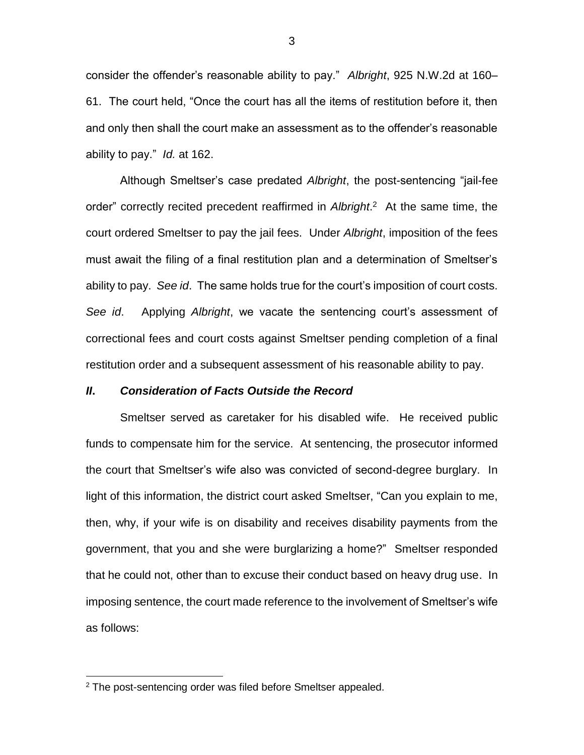consider the offender's reasonable ability to pay." *Albright*, 925 N.W.2d at 160–61. The court held, "Once the court has all the items of restitution before it, then and only then shall the court make an assessment as to the offender's reasonable ability to pay." *Id.* at 162.

Although Smeltser's case predated *Albright*, the post-sentencing "jail-fee order" correctly recited precedent reaffirmed in *Albright*.[2] At the same time, the court ordered Smeltser to pay the jail fees. Under *Albright*, imposition of the fees must await the filing of a final restitution plan and a determination of Smeltser's ability to pay. *See id*. The same holds true for the court's imposition of court costs. *See id*. Applying *Albright*, we vacate the sentencing court's assessment of correctional fees and court costs against Smeltser pending completion of a final restitution order and a subsequent assessment of his reasonable ability to pay.

### *II. Consideration of Facts Outside the Record*

Smeltser served as caretaker for his disabled wife. He received public funds to compensate him for the service. At sentencing, the prosecutor informed the court that Smeltser's wife also was convicted of second-degree burglary. In light of this information, the district court asked Smeltser, "Can you explain to me, then, why, if your wife is on disability and receives disability payments from the government, that you and she were burglarizing a home?" Smeltser responded that he could not, other than to excuse their conduct based on heavy drug use. In imposing sentence, the court made reference to the involvement of Smeltser's wife as follows:

---

[2] The post-sentencing order was filed before Smeltser appealed.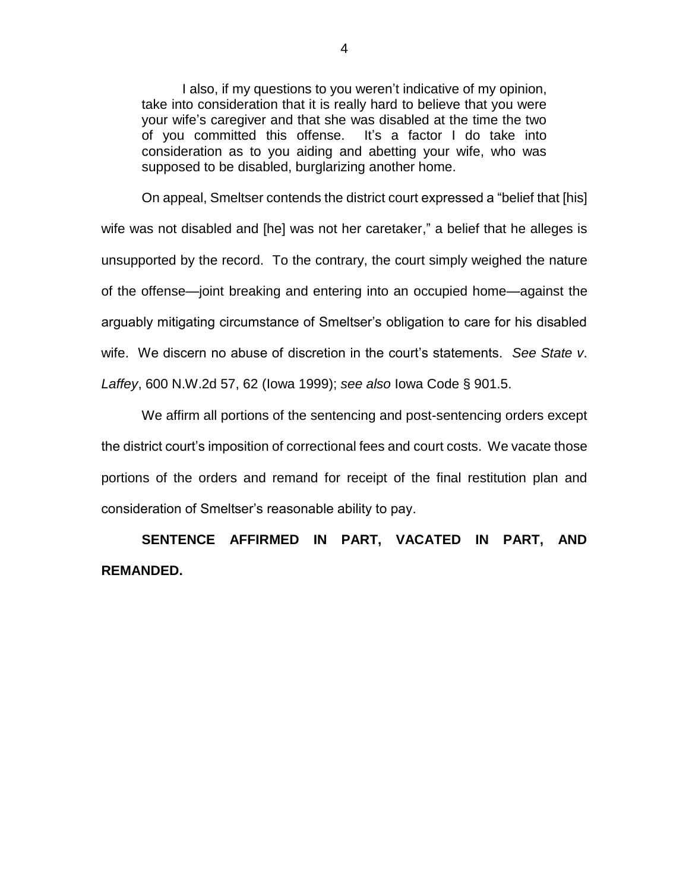> I also, if my questions to you weren't indicative of my opinion, take into consideration that it is really hard to believe that you were your wife's caregiver and that she was disabled at the time the two of you committed this offense. It's a factor I do take into consideration as to you aiding and abetting your wife, who was supposed to be disabled, burglarizing another home.

On appeal, Smeltser contends the district court expressed a "belief that [his] wife was not disabled and [he] was not her caretaker," a belief that he alleges is unsupported by the record. To the contrary, the court simply weighed the nature of the offense—joint breaking and entering into an occupied home—against the arguably mitigating circumstance of Smeltser's obligation to care for his disabled wife. We discern no abuse of discretion in the court's statements. *See State v. Laffey*, 600 N.W.2d 57, 62 (Iowa 1999); *see also* Iowa Code § 901.5.

We affirm all portions of the sentencing and post-sentencing orders except the district court's imposition of correctional fees and court costs. We vacate those portions of the orders and remand for receipt of the final restitution plan and consideration of Smeltser's reasonable ability to pay.

**SENTENCE AFFIRMED IN PART, VACATED IN PART, AND REMANDED.**